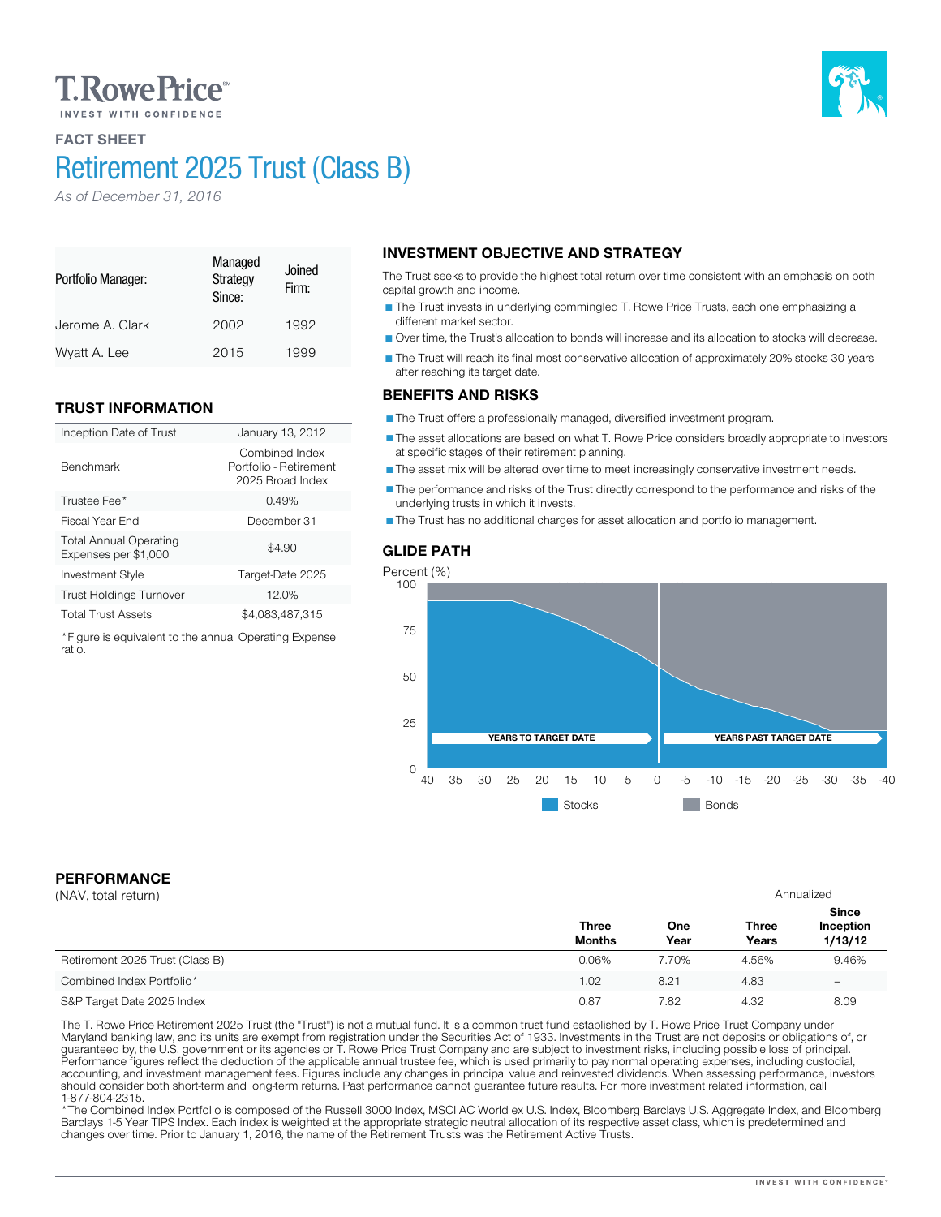T. Rowe Price℠

INVEST WITH CONFIDENCE

**FACT SHEET**

# Retirement 2025 Trust (Class B)

*As of December 31, 2016*

| Portfolio Manager: | Managed Strategy Since: | Joined Firm: |
|---|---|---|
| Jerome A. Clark | 2002 | 1992 |
| Wyatt A. Lee | 2015 | 1999 |

## TRUST INFORMATION

| | |
|---|---|
| Inception Date of Trust | January 13, 2012 |
| Benchmark | Combined Index Portfolio - Retirement 2025 Broad Index |
| Trustee Fee* | 0.49% |
| Fiscal Year End | December 31 |
| Total Annual Operating Expenses per $1,000 | $4.90 |
| Investment Style | Target-Date 2025 |
| Trust Holdings Turnover | 12.0% |
| Total Trust Assets | $4,083,487,315 |

*Figure is equivalent to the annual Operating Expense ratio.

## INVESTMENT OBJECTIVE AND STRATEGY

The Trust seeks to provide the highest total return over time consistent with an emphasis on both capital growth and income.

- The Trust invests in underlying commingled T. Rowe Price Trusts, each one emphasizing a different market sector.
- Over time, the Trust's allocation to bonds will increase and its allocation to stocks will decrease.
- The Trust will reach its final most conservative allocation of approximately 20% stocks 30 years after reaching its target date.

## BENEFITS AND RISKS

- The Trust offers a professionally managed, diversified investment program.
- The asset allocations are based on what T. Rowe Price considers broadly appropriate to investors at specific stages of their retirement planning.
- The asset mix will be altered over time to meet increasingly conservative investment needs.
- The performance and risks of the Trust directly correspond to the performance and risks of the underlying trusts in which it invests.
- The Trust has no additional charges for asset allocation and portfolio management.

## GLIDE PATH

Percent (%)

YEARS TO TARGET DATE | YEARS PAST TARGET DATE

Stocks | Bonds

## PERFORMANCE

(NAV, total return)

| | Three Months | One Year | Three Years (Annualized) | Since Inception 1/13/12 (Annualized) |
|---|---|---|---|---|
| Retirement 2025 Trust (Class B) | 0.06% | 7.70% | 4.56% | 9.46% |
| Combined Index Portfolio* | 1.02 | 8.21 | 4.83 | – |
| S&P Target Date 2025 Index | 0.87 | 7.82 | 4.32 | 8.09 |

The T. Rowe Price Retirement 2025 Trust (the "Trust") is not a mutual fund. It is a common trust fund established by T. Rowe Price Trust Company under Maryland banking law, and its units are exempt from registration under the Securities Act of 1933. Investments in the Trust are not deposits or obligations of, or guaranteed by, the U.S. government or its agencies or T. Rowe Price Trust Company and are subject to investment risks, including possible loss of principal. Performance figures reflect the deduction of the applicable annual trustee fee, which is used primarily to pay normal operating expenses, including custodial, accounting, and investment management fees. Figures include any changes in principal value and reinvested dividends. When assessing performance, investors should consider both short-term and long-term returns. Past performance cannot guarantee future results. For more investment related information, call 1-877-804-2315.

*The Combined Index Portfolio is composed of the Russell 3000 Index, MSCI AC World ex U.S. Index, Bloomberg Barclays U.S. Aggregate Index, and Bloomberg Barclays 1-5 Year TIPS Index. Each index is weighted at the appropriate strategic neutral allocation of its respective asset class, which is predetermined and changes over time. Prior to January 1, 2016, the name of the Retirement Trusts was the Retirement Active Trusts.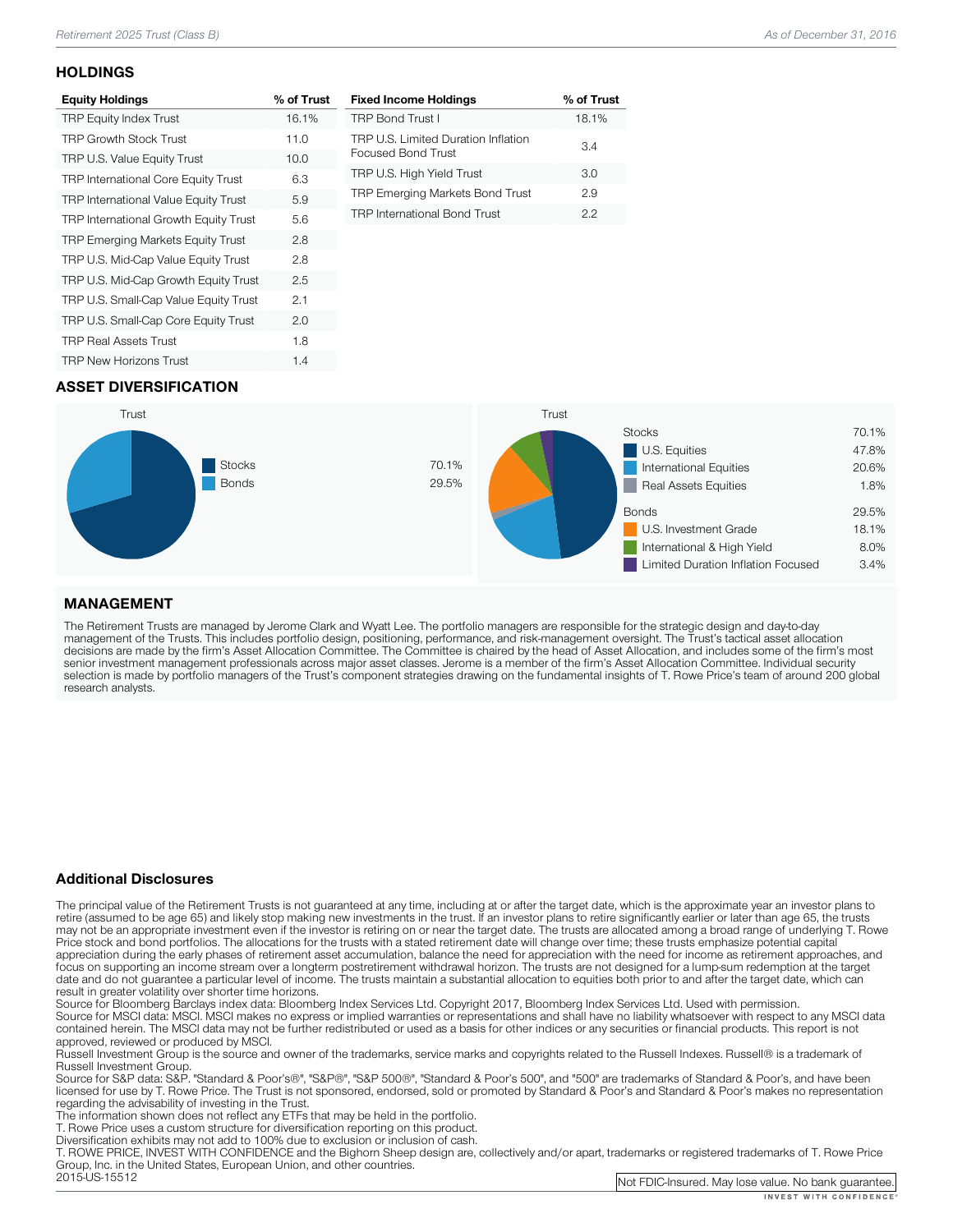## HOLDINGS

| Equity Holdings | % of Trust |
|---|---|
| TRP Equity Index Trust | 16.1% |
| TRP Growth Stock Trust | 11.0 |
| TRP U.S. Value Equity Trust | 10.0 |
| TRP International Core Equity Trust | 6.3 |
| TRP International Value Equity Trust | 5.9 |
| TRP International Growth Equity Trust | 5.6 |
| TRP Emerging Markets Equity Trust | 2.8 |
| TRP U.S. Mid-Cap Value Equity Trust | 2.8 |
| TRP U.S. Mid-Cap Growth Equity Trust | 2.5 |
| TRP U.S. Small-Cap Value Equity Trust | 2.1 |
| TRP U.S. Small-Cap Core Equity Trust | 2.0 |
| TRP Real Assets Trust | 1.8 |
| TRP New Horizons Trust | 1.4 |

| Fixed Income Holdings | % of Trust |
|---|---|
| TRP Bond Trust I | 18.1% |
| TRP U.S. Limited Duration Inflation Focused Bond Trust | 3.4 |
| TRP U.S. High Yield Trust | 3.0 |
| TRP Emerging Markets Bond Trust | 2.9 |
| TRP International Bond Trust | 2.2 |

## ASSET DIVERSIFICATION

**Trust**

| | |
|---|---|
| Stocks | 70.1% |
| Bonds | 29.5% |

**Trust**

| | |
|---|---|
| Stocks | 70.1% |
| U.S. Equities | 47.8% |
| International Equities | 20.6% |
| Real Assets Equities | 1.8% |
| Bonds | 29.5% |
| U.S. Investment Grade | 18.1% |
| International & High Yield | 8.0% |
| Limited Duration Inflation Focused | 3.4% |

## MANAGEMENT

The Retirement Trusts are managed by Jerome Clark and Wyatt Lee. The portfolio managers are responsible for the strategic design and day-to-day management of the Trusts. This includes portfolio design, positioning, performance, and risk-management oversight. The Trust's tactical asset allocation decisions are made by the firm's Asset Allocation Committee. The Committee is chaired by the head of Asset Allocation, and includes some of the firm's most senior investment management professionals across major asset classes. Jerome is a member of the firm's Asset Allocation Committee. Individual security selection is made by portfolio managers of the Trust's component strategies drawing on the fundamental insights of T. Rowe Price's team of around 200 global research analysts.

## Additional Disclosures

The principal value of the Retirement Trusts is not guaranteed at any time, including at or after the target date, which is the approximate year an investor plans to retire (assumed to be age 65) and likely stop making new investments in the trust. If an investor plans to retire significantly earlier or later than age 65, the trusts may not be an appropriate investment even if the investor is retiring on or near the target date. The trusts are allocated among a broad range of underlying T. Rowe Price stock and bond portfolios. The allocations for the trusts with a stated retirement date will change over time; these trusts emphasize potential capital appreciation during the early phases of retirement asset accumulation, balance the need for appreciation with the need for income as retirement approaches, and focus on supporting an income stream over a longterm postretirement withdrawal horizon. The trusts are not designed for a lump-sum redemption at the target date and do not guarantee a particular level of income. The trusts maintain a substantial allocation to equities both prior to and after the target date, which can result in greater volatility over shorter time horizons.

Source for Bloomberg Barclays index data: Bloomberg Index Services Ltd. Copyright 2017, Bloomberg Index Services Ltd. Used with permission.

Source for MSCI data: MSCI. MSCI makes no express or implied warranties or representations and shall have no liability whatsoever with respect to any MSCI data contained herein. The MSCI data may not be further redistributed or used as a basis for other indices or any securities or financial products. This report is not approved, reviewed or produced by MSCI.

Russell Investment Group is the source and owner of the trademarks, service marks and copyrights related to the Russell Indexes. Russell® is a trademark of Russell Investment Group.

Source for S&P data: S&P. "Standard & Poor's®", "S&P®", "S&P 500®", "Standard & Poor's 500", and "500" are trademarks of Standard & Poor's, and have been licensed for use by T. Rowe Price. The Trust is not sponsored, endorsed, sold or promoted by Standard & Poor's and Standard & Poor's makes no representation regarding the advisability of investing in the Trust.

The information shown does not reflect any ETFs that may be held in the portfolio.

T. Rowe Price uses a custom structure for diversification reporting on this product.

Diversification exhibits may not add to 100% due to exclusion or inclusion of cash.

T. ROWE PRICE, INVEST WITH CONFIDENCE and the Bighorn Sheep design are, collectively and/or apart, trademarks or registered trademarks of T. Rowe Price Group, Inc. in the United States, European Union, and other countries.

2015-US-15512

Not FDIC-Insured. May lose value. No bank guarantee.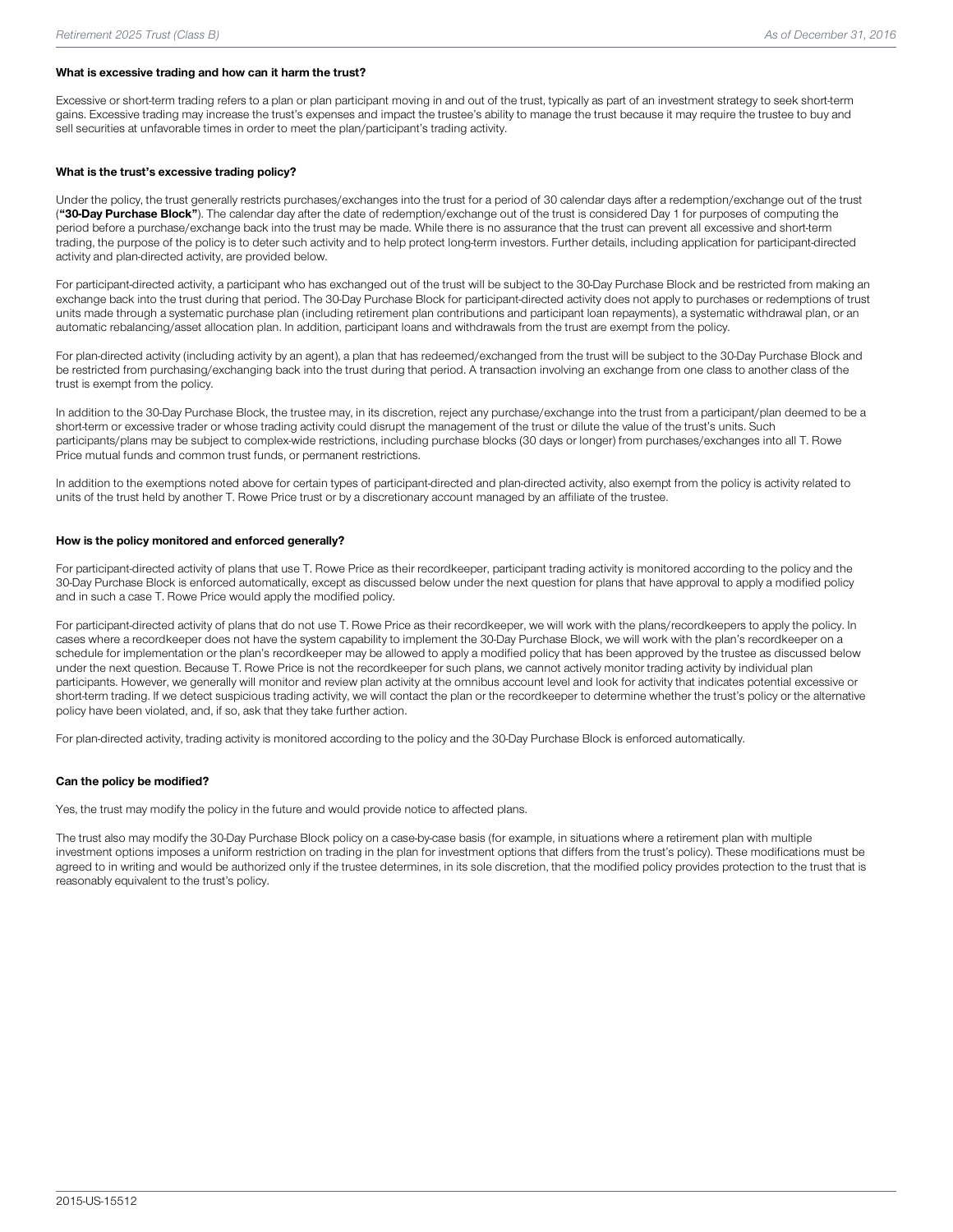#### What is excessive trading and how can it harm the trust?

Excessive or short-term trading refers to a plan or plan participant moving in and out of the trust, typically as part of an investment strategy to seek short-term gains. Excessive trading may increase the trust's expenses and impact the trustee's ability to manage the trust because it may require the trustee to buy and sell securities at unfavorable times in order to meet the plan/participant's trading activity.

#### What is the trust's excessive trading policy?

Under the policy, the trust generally restricts purchases/exchanges into the trust for a period of 30 calendar days after a redemption/exchange out of the trust (**"30-Day Purchase Block"**). The calendar day after the date of redemption/exchange out of the trust is considered Day 1 for purposes of computing the period before a purchase/exchange back into the trust may be made. While there is no assurance that the trust can prevent all excessive and short-term trading, the purpose of the policy is to deter such activity and to help protect long-term investors. Further details, including application for participant-directed activity and plan-directed activity, are provided below.

For participant-directed activity, a participant who has exchanged out of the trust will be subject to the 30-Day Purchase Block and be restricted from making an exchange back into the trust during that period. The 30-Day Purchase Block for participant-directed activity does not apply to purchases or redemptions of trust units made through a systematic purchase plan (including retirement plan contributions and participant loan repayments), a systematic withdrawal plan, or an automatic rebalancing/asset allocation plan. In addition, participant loans and withdrawals from the trust are exempt from the policy.

For plan-directed activity (including activity by an agent), a plan that has redeemed/exchanged from the trust will be subject to the 30-Day Purchase Block and be restricted from purchasing/exchanging back into the trust during that period. A transaction involving an exchange from one class to another class of the trust is exempt from the policy.

In addition to the 30-Day Purchase Block, the trustee may, in its discretion, reject any purchase/exchange into the trust from a participant/plan deemed to be a short-term or excessive trader or whose trading activity could disrupt the management of the trust or dilute the value of the trust's units. Such participants/plans may be subject to complex-wide restrictions, including purchase blocks (30 days or longer) from purchases/exchanges into all T. Rowe Price mutual funds and common trust funds, or permanent restrictions.

In addition to the exemptions noted above for certain types of participant-directed and plan-directed activity, also exempt from the policy is activity related to units of the trust held by another T. Rowe Price trust or by a discretionary account managed by an affiliate of the trustee.

#### How is the policy monitored and enforced generally?

For participant-directed activity of plans that use T. Rowe Price as their recordkeeper, participant trading activity is monitored according to the policy and the 30-Day Purchase Block is enforced automatically, except as discussed below under the next question for plans that have approval to apply a modified policy and in such a case T. Rowe Price would apply the modified policy.

For participant-directed activity of plans that do not use T. Rowe Price as their recordkeeper, we will work with the plans/recordkeepers to apply the policy. In cases where a recordkeeper does not have the system capability to implement the 30-Day Purchase Block, we will work with the plan's recordkeeper on a schedule for implementation or the plan's recordkeeper may be allowed to apply a modified policy that has been approved by the trustee as discussed below under the next question. Because T. Rowe Price is not the recordkeeper for such plans, we cannot actively monitor trading activity by individual plan participants. However, we generally will monitor and review plan activity at the omnibus account level and look for activity that indicates potential excessive or short-term trading. If we detect suspicious trading activity, we will contact the plan or the recordkeeper to determine whether the trust's policy or the alternative policy have been violated, and, if so, ask that they take further action.

For plan-directed activity, trading activity is monitored according to the policy and the 30-Day Purchase Block is enforced automatically.

#### Can the policy be modified?

Yes, the trust may modify the policy in the future and would provide notice to affected plans.

The trust also may modify the 30-Day Purchase Block policy on a case-by-case basis (for example, in situations where a retirement plan with multiple investment options imposes a uniform restriction on trading in the plan for investment options that differs from the trust's policy). These modifications must be agreed to in writing and would be authorized only if the trustee determines, in its sole discretion, that the modified policy provides protection to the trust that is reasonably equivalent to the trust's policy.

2015-US-15512